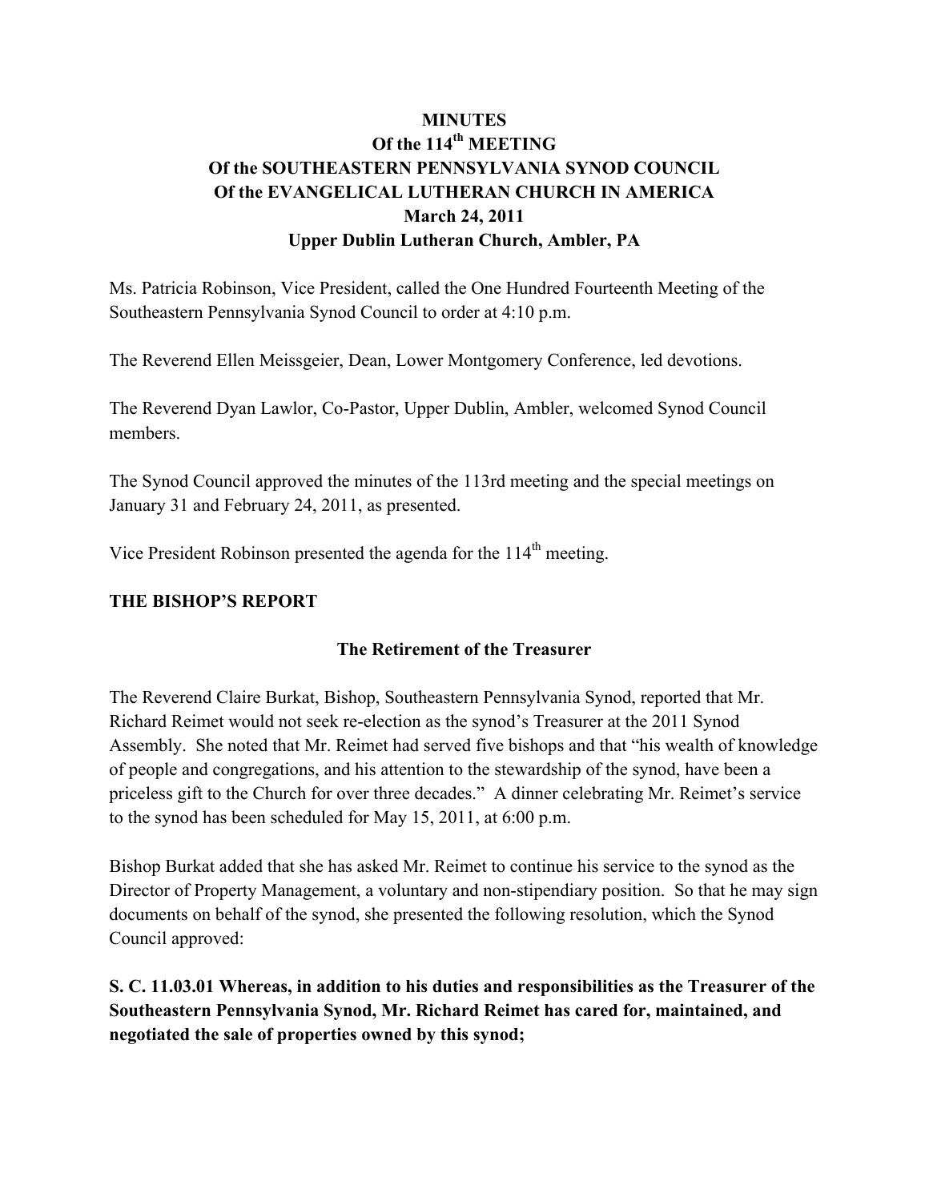# MINUTES
# Of the 114th MEETING
# Of the SOUTHEASTERN PENNSYLVANIA SYNOD COUNCIL
# Of the EVANGELICAL LUTHERAN CHURCH IN AMERICA
# March 24, 2011
# Upper Dublin Lutheran Church, Ambler, PA

Ms. Patricia Robinson, Vice President, called the One Hundred Fourteenth Meeting of the Southeastern Pennsylvania Synod Council to order at 4:10 p.m.

The Reverend Ellen Meissgeier, Dean, Lower Montgomery Conference, led devotions.

The Reverend Dyan Lawlor, Co-Pastor, Upper Dublin, Ambler, welcomed Synod Council members.

The Synod Council approved the minutes of the 113rd meeting and the special meetings on January 31 and February 24, 2011, as presented.

Vice President Robinson presented the agenda for the 114th meeting.

## THE BISHOP'S REPORT

### The Retirement of the Treasurer

The Reverend Claire Burkat, Bishop, Southeastern Pennsylvania Synod, reported that Mr. Richard Reimet would not seek re-election as the synod's Treasurer at the 2011 Synod Assembly. She noted that Mr. Reimet had served five bishops and that "his wealth of knowledge of people and congregations, and his attention to the stewardship of the synod, have been a priceless gift to the Church for over three decades." A dinner celebrating Mr. Reimet's service to the synod has been scheduled for May 15, 2011, at 6:00 p.m.

Bishop Burkat added that she has asked Mr. Reimet to continue his service to the synod as the Director of Property Management, a voluntary and non-stipendiary position. So that he may sign documents on behalf of the synod, she presented the following resolution, which the Synod Council approved:

**S. C. 11.03.01 Whereas, in addition to his duties and responsibilities as the Treasurer of the Southeastern Pennsylvania Synod, Mr. Richard Reimet has cared for, maintained, and negotiated the sale of properties owned by this synod;**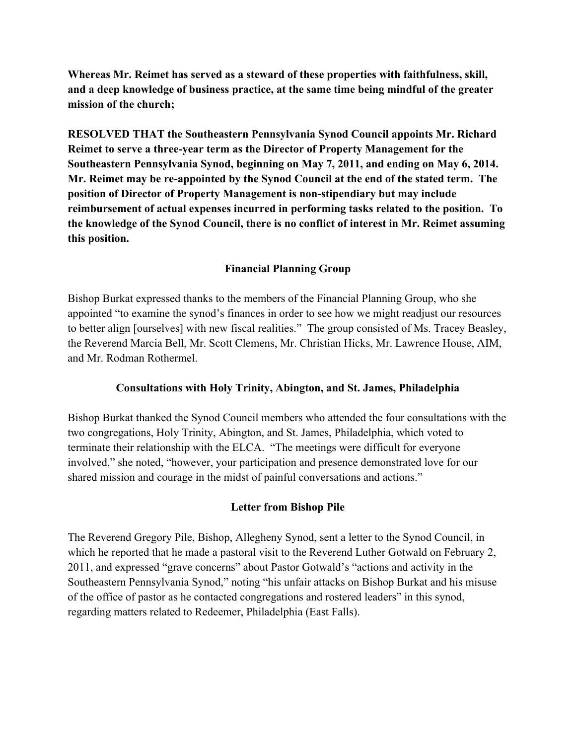**Whereas Mr. Reimet has served as a steward of these properties with faithfulness, skill, and a deep knowledge of business practice, at the same time being mindful of the greater mission of the church;**

**RESOLVED THAT the Southeastern Pennsylvania Synod Council appoints Mr. Richard Reimet to serve a three-year term as the Director of Property Management for the Southeastern Pennsylvania Synod, beginning on May 7, 2011, and ending on May 6, 2014. Mr. Reimet may be re-appointed by the Synod Council at the end of the stated term. The position of Director of Property Management is non-stipendiary but may include reimbursement of actual expenses incurred in performing tasks related to the position. To the knowledge of the Synod Council, there is no conflict of interest in Mr. Reimet assuming this position.**

## Financial Planning Group

Bishop Burkat expressed thanks to the members of the Financial Planning Group, who she appointed "to examine the synod's finances in order to see how we might readjust our resources to better align [ourselves] with new fiscal realities." The group consisted of Ms. Tracey Beasley, the Reverend Marcia Bell, Mr. Scott Clemens, Mr. Christian Hicks, Mr. Lawrence House, AIM, and Mr. Rodman Rothermel.

## Consultations with Holy Trinity, Abington, and St. James, Philadelphia

Bishop Burkat thanked the Synod Council members who attended the four consultations with the two congregations, Holy Trinity, Abington, and St. James, Philadelphia, which voted to terminate their relationship with the ELCA. "The meetings were difficult for everyone involved," she noted, "however, your participation and presence demonstrated love for our shared mission and courage in the midst of painful conversations and actions."

## Letter from Bishop Pile

The Reverend Gregory Pile, Bishop, Allegheny Synod, sent a letter to the Synod Council, in which he reported that he made a pastoral visit to the Reverend Luther Gotwald on February 2, 2011, and expressed "grave concerns" about Pastor Gotwald's "actions and activity in the Southeastern Pennsylvania Synod," noting "his unfair attacks on Bishop Burkat and his misuse of the office of pastor as he contacted congregations and rostered leaders" in this synod, regarding matters related to Redeemer, Philadelphia (East Falls).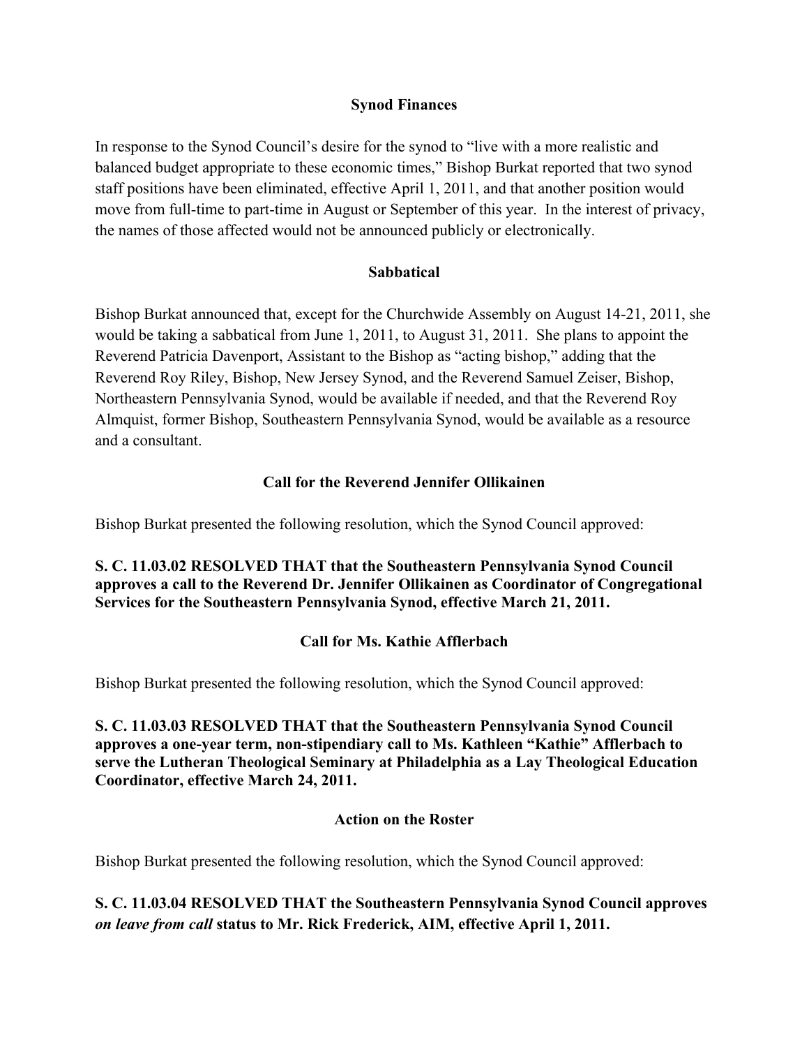## Synod Finances

In response to the Synod Council's desire for the synod to "live with a more realistic and balanced budget appropriate to these economic times," Bishop Burkat reported that two synod staff positions have been eliminated, effective April 1, 2011, and that another position would move from full-time to part-time in August or September of this year. In the interest of privacy, the names of those affected would not be announced publicly or electronically.

## Sabbatical

Bishop Burkat announced that, except for the Churchwide Assembly on August 14-21, 2011, she would be taking a sabbatical from June 1, 2011, to August 31, 2011. She plans to appoint the Reverend Patricia Davenport, Assistant to the Bishop as "acting bishop," adding that the Reverend Roy Riley, Bishop, New Jersey Synod, and the Reverend Samuel Zeiser, Bishop, Northeastern Pennsylvania Synod, would be available if needed, and that the Reverend Roy Almquist, former Bishop, Southeastern Pennsylvania Synod, would be available as a resource and a consultant.

## Call for the Reverend Jennifer Ollikainen

Bishop Burkat presented the following resolution, which the Synod Council approved:

**S. C. 11.03.02 RESOLVED THAT that the Southeastern Pennsylvania Synod Council approves a call to the Reverend Dr. Jennifer Ollikainen as Coordinator of Congregational Services for the Southeastern Pennsylvania Synod, effective March 21, 2011.**

## Call for Ms. Kathie Afflerbach

Bishop Burkat presented the following resolution, which the Synod Council approved:

**S. C. 11.03.03 RESOLVED THAT that the Southeastern Pennsylvania Synod Council approves a one-year term, non-stipendiary call to Ms. Kathleen "Kathie" Afflerbach to serve the Lutheran Theological Seminary at Philadelphia as a Lay Theological Education Coordinator, effective March 24, 2011.**

## Action on the Roster

Bishop Burkat presented the following resolution, which the Synod Council approved:

**S. C. 11.03.04 RESOLVED THAT the Southeastern Pennsylvania Synod Council approves *on leave from call* status to Mr. Rick Frederick, AIM, effective April 1, 2011.**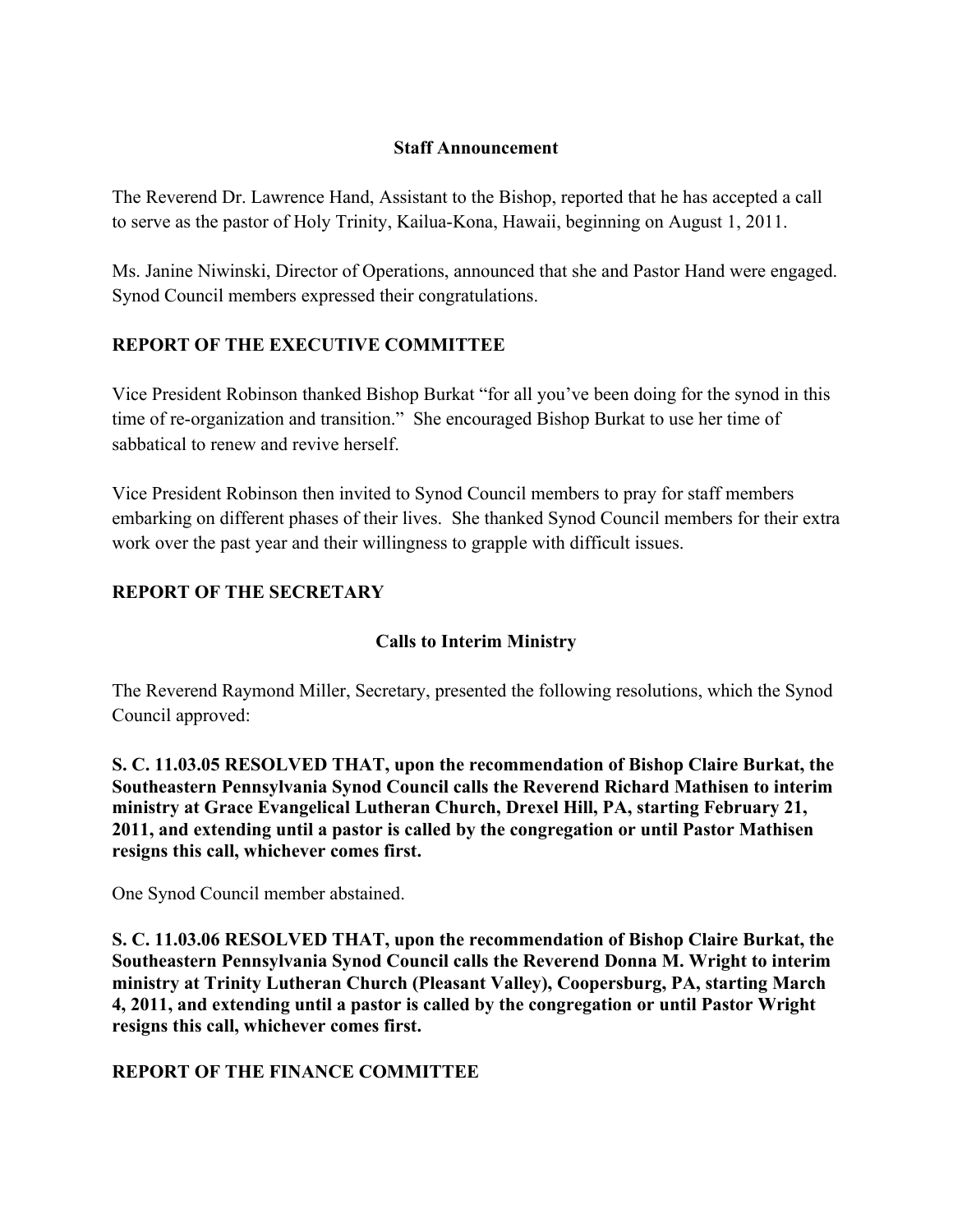**Staff Announcement**

The Reverend Dr. Lawrence Hand, Assistant to the Bishop, reported that he has accepted a call to serve as the pastor of Holy Trinity, Kailua-Kona, Hawaii, beginning on August 1, 2011.

Ms. Janine Niwinski, Director of Operations, announced that she and Pastor Hand were engaged. Synod Council members expressed their congratulations.

## REPORT OF THE EXECUTIVE COMMITTEE

Vice President Robinson thanked Bishop Burkat "for all you've been doing for the synod in this time of re-organization and transition." She encouraged Bishop Burkat to use her time of sabbatical to renew and revive herself.

Vice President Robinson then invited to Synod Council members to pray for staff members embarking on different phases of their lives. She thanked Synod Council members for their extra work over the past year and their willingness to grapple with difficult issues.

## REPORT OF THE SECRETARY

**Calls to Interim Ministry**

The Reverend Raymond Miller, Secretary, presented the following resolutions, which the Synod Council approved:

**S. C. 11.03.05 RESOLVED THAT, upon the recommendation of Bishop Claire Burkat, the Southeastern Pennsylvania Synod Council calls the Reverend Richard Mathisen to interim ministry at Grace Evangelical Lutheran Church, Drexel Hill, PA, starting February 21, 2011, and extending until a pastor is called by the congregation or until Pastor Mathisen resigns this call, whichever comes first.**

One Synod Council member abstained.

**S. C. 11.03.06 RESOLVED THAT, upon the recommendation of Bishop Claire Burkat, the Southeastern Pennsylvania Synod Council calls the Reverend Donna M. Wright to interim ministry at Trinity Lutheran Church (Pleasant Valley), Coopersburg, PA, starting March 4, 2011, and extending until a pastor is called by the congregation or until Pastor Wright resigns this call, whichever comes first.**

## REPORT OF THE FINANCE COMMITTEE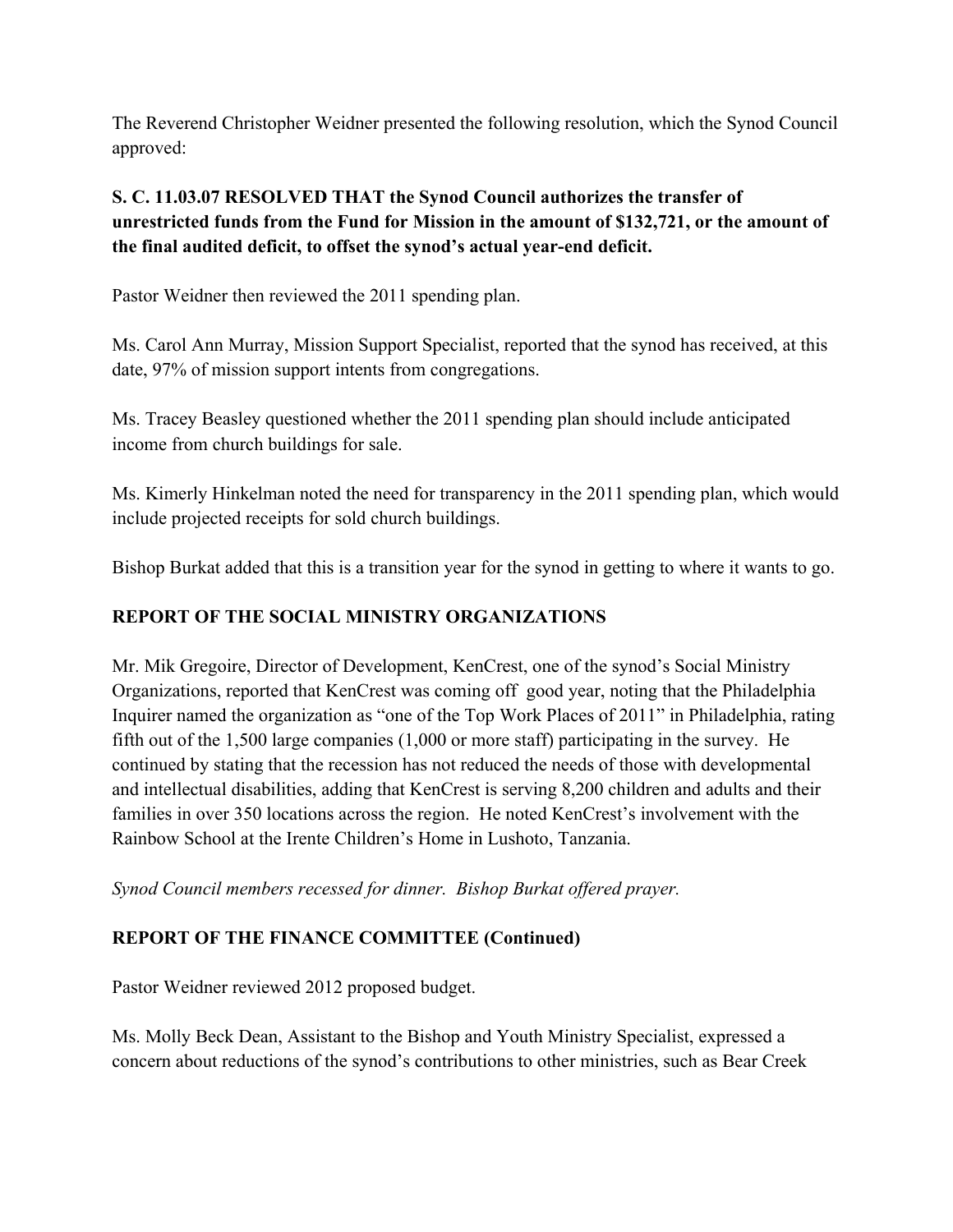The Reverend Christopher Weidner presented the following resolution, which the Synod Council approved:

**S. C. 11.03.07 RESOLVED THAT the Synod Council authorizes the transfer of unrestricted funds from the Fund for Mission in the amount of $132,721, or the amount of the final audited deficit, to offset the synod's actual year-end deficit.**

Pastor Weidner then reviewed the 2011 spending plan.

Ms. Carol Ann Murray, Mission Support Specialist, reported that the synod has received, at this date, 97% of mission support intents from congregations.

Ms. Tracey Beasley questioned whether the 2011 spending plan should include anticipated income from church buildings for sale.

Ms. Kimerly Hinkelman noted the need for transparency in the 2011 spending plan, which would include projected receipts for sold church buildings.

Bishop Burkat added that this is a transition year for the synod in getting to where it wants to go.

## REPORT OF THE SOCIAL MINISTRY ORGANIZATIONS

Mr. Mik Gregoire, Director of Development, KenCrest, one of the synod's Social Ministry Organizations, reported that KenCrest was coming off good year, noting that the Philadelphia Inquirer named the organization as "one of the Top Work Places of 2011" in Philadelphia, rating fifth out of the 1,500 large companies (1,000 or more staff) participating in the survey. He continued by stating that the recession has not reduced the needs of those with developmental and intellectual disabilities, adding that KenCrest is serving 8,200 children and adults and their families in over 350 locations across the region. He noted KenCrest's involvement with the Rainbow School at the Irente Children's Home in Lushoto, Tanzania.

*Synod Council members recessed for dinner. Bishop Burkat offered prayer.*

## REPORT OF THE FINANCE COMMITTEE (Continued)

Pastor Weidner reviewed 2012 proposed budget.

Ms. Molly Beck Dean, Assistant to the Bishop and Youth Ministry Specialist, expressed a concern about reductions of the synod's contributions to other ministries, such as Bear Creek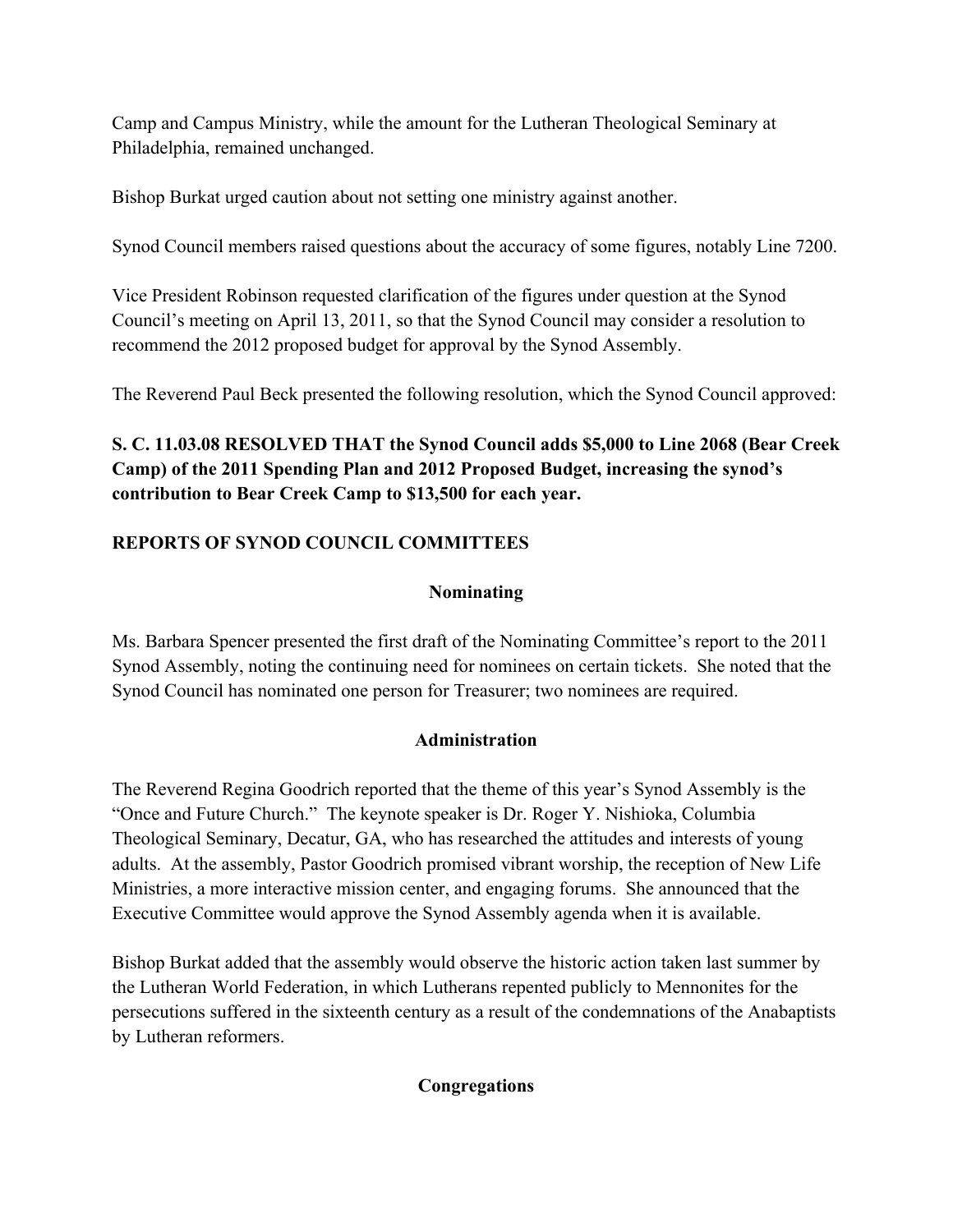Camp and Campus Ministry, while the amount for the Lutheran Theological Seminary at Philadelphia, remained unchanged.

Bishop Burkat urged caution about not setting one ministry against another.

Synod Council members raised questions about the accuracy of some figures, notably Line 7200.

Vice President Robinson requested clarification of the figures under question at the Synod Council's meeting on April 13, 2011, so that the Synod Council may consider a resolution to recommend the 2012 proposed budget for approval by the Synod Assembly.

The Reverend Paul Beck presented the following resolution, which the Synod Council approved:

**S. C. 11.03.08 RESOLVED THAT the Synod Council adds $5,000 to Line 2068 (Bear Creek Camp) of the 2011 Spending Plan and 2012 Proposed Budget, increasing the synod's contribution to Bear Creek Camp to $13,500 for each year.**

## REPORTS OF SYNOD COUNCIL COMMITTEES

### Nominating

Ms. Barbara Spencer presented the first draft of the Nominating Committee's report to the 2011 Synod Assembly, noting the continuing need for nominees on certain tickets. She noted that the Synod Council has nominated one person for Treasurer; two nominees are required.

### Administration

The Reverend Regina Goodrich reported that the theme of this year's Synod Assembly is the "Once and Future Church." The keynote speaker is Dr. Roger Y. Nishioka, Columbia Theological Seminary, Decatur, GA, who has researched the attitudes and interests of young adults. At the assembly, Pastor Goodrich promised vibrant worship, the reception of New Life Ministries, a more interactive mission center, and engaging forums. She announced that the Executive Committee would approve the Synod Assembly agenda when it is available.

Bishop Burkat added that the assembly would observe the historic action taken last summer by the Lutheran World Federation, in which Lutherans repented publicly to Mennonites for the persecutions suffered in the sixteenth century as a result of the condemnations of the Anabaptists by Lutheran reformers.

### Congregations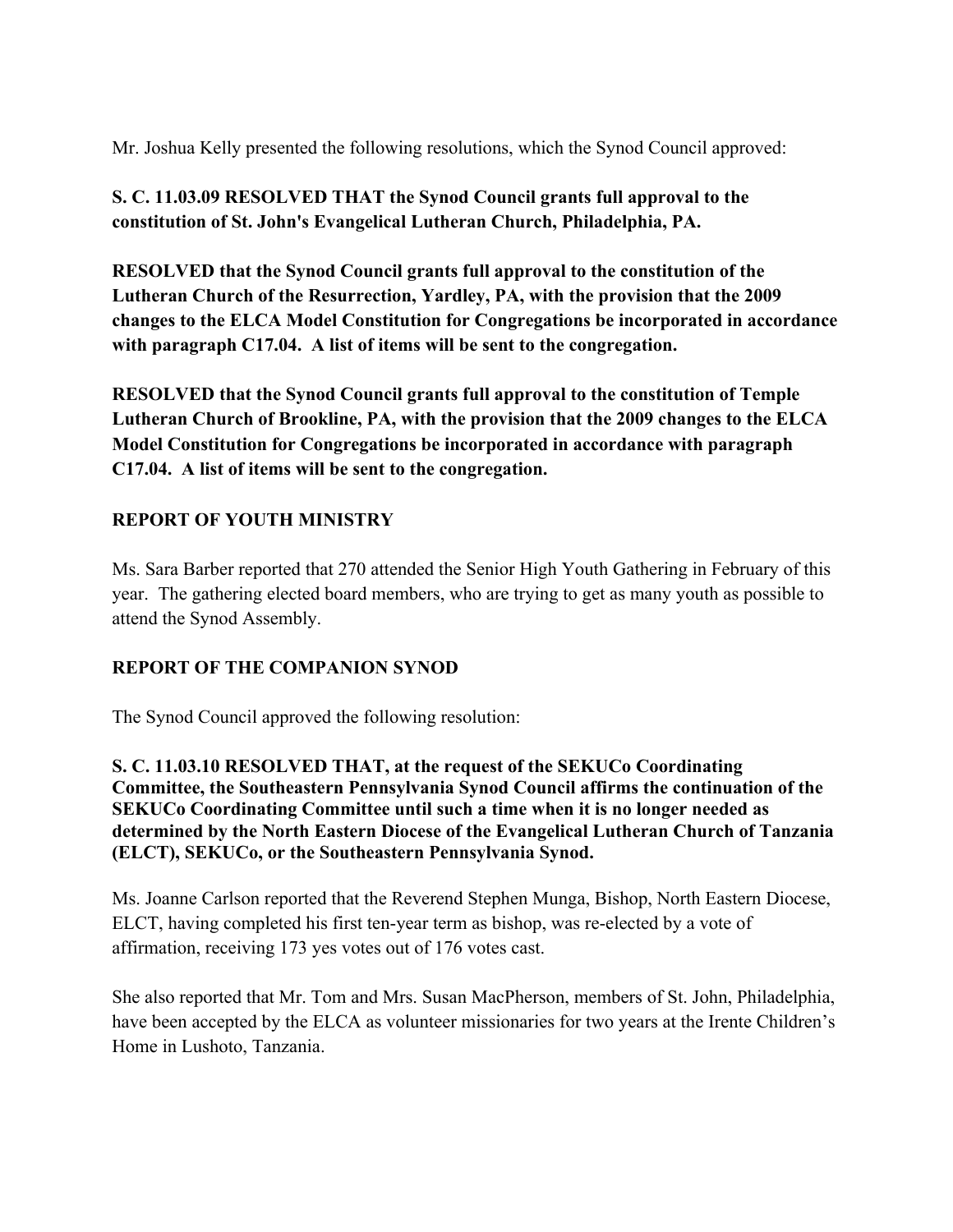Mr. Joshua Kelly presented the following resolutions, which the Synod Council approved:

**S. C. 11.03.09 RESOLVED THAT the Synod Council grants full approval to the constitution of St. John's Evangelical Lutheran Church, Philadelphia, PA.**

**RESOLVED that the Synod Council grants full approval to the constitution of the Lutheran Church of the Resurrection, Yardley, PA, with the provision that the 2009 changes to the ELCA Model Constitution for Congregations be incorporated in accordance with paragraph C17.04. A list of items will be sent to the congregation.**

**RESOLVED that the Synod Council grants full approval to the constitution of Temple Lutheran Church of Brookline, PA, with the provision that the 2009 changes to the ELCA Model Constitution for Congregations be incorporated in accordance with paragraph C17.04. A list of items will be sent to the congregation.**

## REPORT OF YOUTH MINISTRY

Ms. Sara Barber reported that 270 attended the Senior High Youth Gathering in February of this year. The gathering elected board members, who are trying to get as many youth as possible to attend the Synod Assembly.

## REPORT OF THE COMPANION SYNOD

The Synod Council approved the following resolution:

**S. C. 11.03.10 RESOLVED THAT, at the request of the SEKUCo Coordinating Committee, the Southeastern Pennsylvania Synod Council affirms the continuation of the SEKUCo Coordinating Committee until such a time when it is no longer needed as determined by the North Eastern Diocese of the Evangelical Lutheran Church of Tanzania (ELCT), SEKUCo, or the Southeastern Pennsylvania Synod.**

Ms. Joanne Carlson reported that the Reverend Stephen Munga, Bishop, North Eastern Diocese, ELCT, having completed his first ten-year term as bishop, was re-elected by a vote of affirmation, receiving 173 yes votes out of 176 votes cast.

She also reported that Mr. Tom and Mrs. Susan MacPherson, members of St. John, Philadelphia, have been accepted by the ELCA as volunteer missionaries for two years at the Irente Children's Home in Lushoto, Tanzania.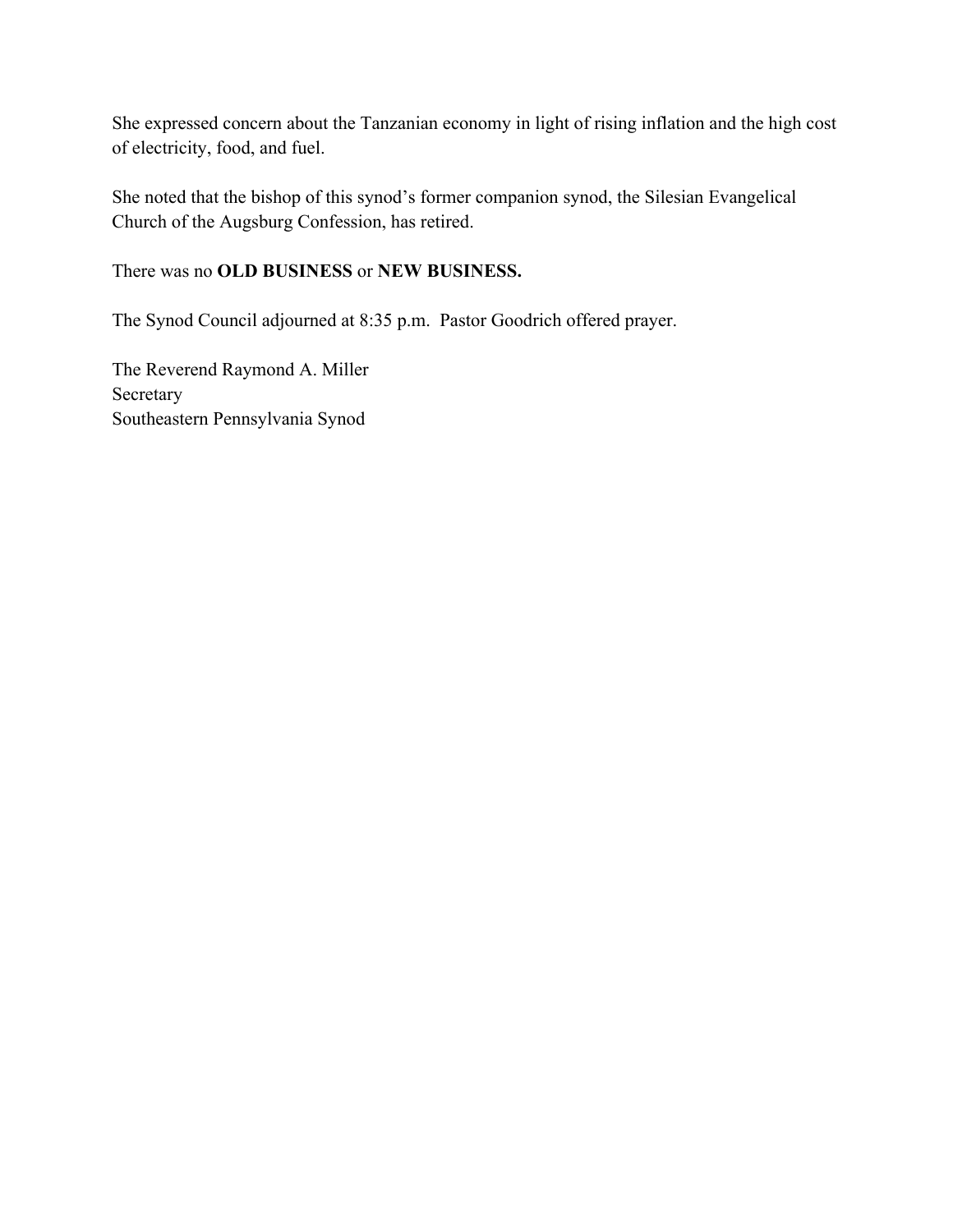She expressed concern about the Tanzanian economy in light of rising inflation and the high cost of electricity, food, and fuel.

She noted that the bishop of this synod's former companion synod, the Silesian Evangelical Church of the Augsburg Confession, has retired.

There was no **OLD BUSINESS** or **NEW BUSINESS.**

The Synod Council adjourned at 8:35 p.m. Pastor Goodrich offered prayer.

The Reverend Raymond A. Miller
Secretary
Southeastern Pennsylvania Synod